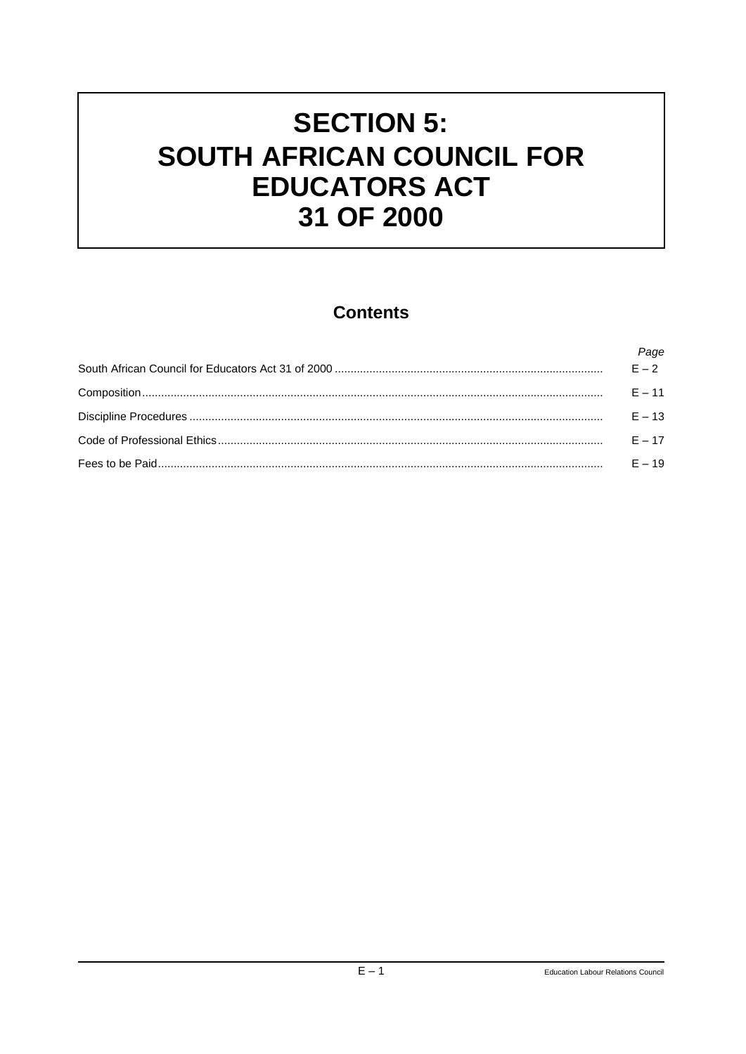# SECTION 5: SOUTH AFRICAN COUNCIL FOR EDUCATORS ACT 31 OF 2000

## Contents

| | *Page* |
|---|---|
| South African Council for Educators Act 31 of 2000 | E – 2 |
| Composition | E – 11 |
| Discipline Procedures | E – 13 |
| Code of Professional Ethics | E – 17 |
| Fees to be Paid | E – 19 |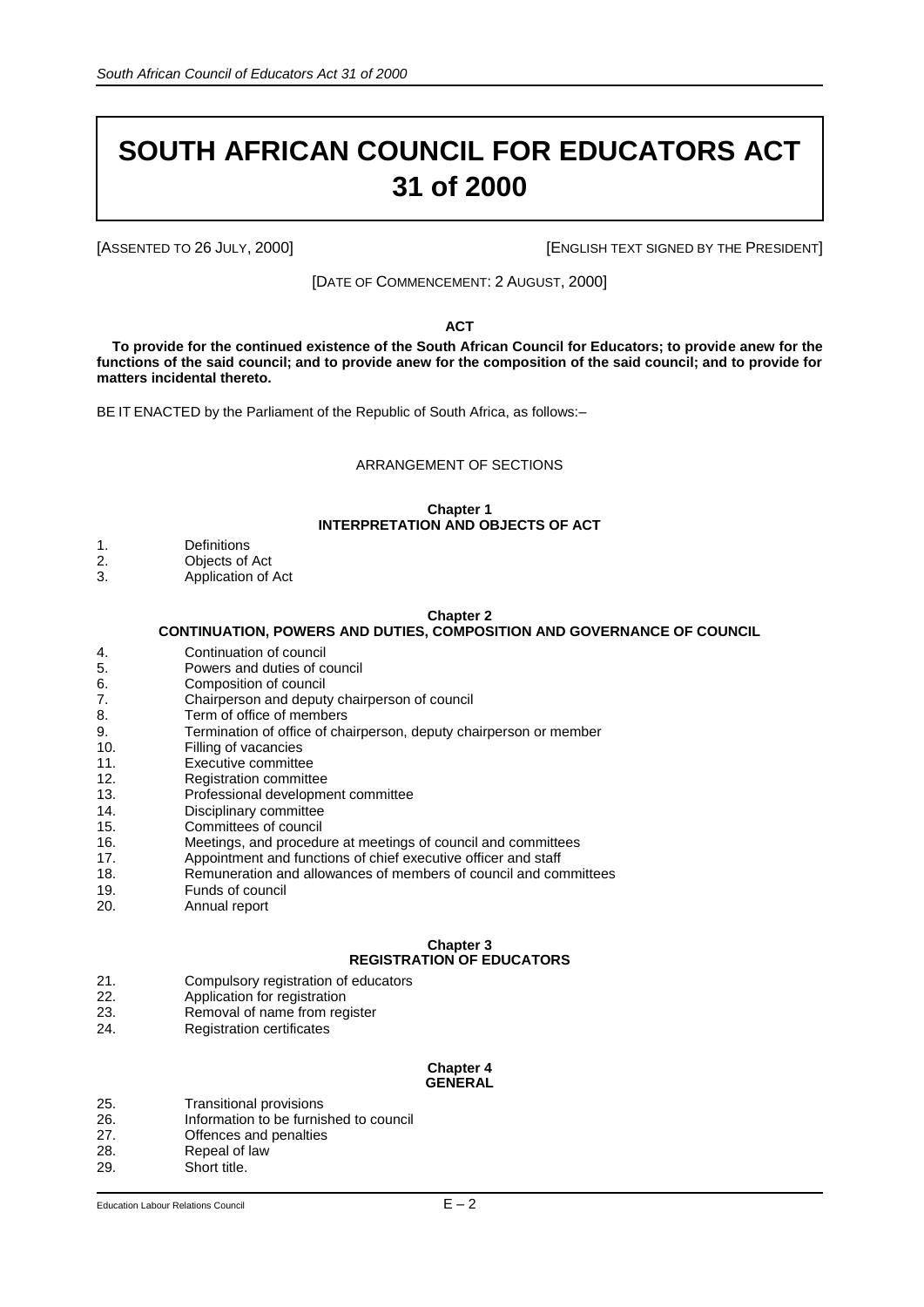# SOUTH AFRICAN COUNCIL FOR EDUCATORS ACT 31 of 2000

[ASSENTED TO 26 JULY, 2000] [ENGLISH TEXT SIGNED BY THE PRESIDENT]

[DATE OF COMMENCEMENT: 2 AUGUST, 2000]

**ACT**

**To provide for the continued existence of the South African Council for Educators; to provide anew for the functions of the said council; and to provide anew for the composition of the said council; and to provide for matters incidental thereto.**

BE IT ENACTED by the Parliament of the Republic of South Africa, as follows:–

ARRANGEMENT OF SECTIONS

**Chapter 1**
**INTERPRETATION AND OBJECTS OF ACT**

1. Definitions
2. Objects of Act
3. Application of Act

**Chapter 2**
**CONTINUATION, POWERS AND DUTIES, COMPOSITION AND GOVERNANCE OF COUNCIL**

4. Continuation of council
5. Powers and duties of council
6. Composition of council
7. Chairperson and deputy chairperson of council
8. Term of office of members
9. Termination of office of chairperson, deputy chairperson or member
10. Filling of vacancies
11. Executive committee
12. Registration committee
13. Professional development committee
14. Disciplinary committee
15. Committees of council
16. Meetings, and procedure at meetings of council and committees
17. Appointment and functions of chief executive officer and staff
18. Remuneration and allowances of members of council and committees
19. Funds of council
20. Annual report

**Chapter 3**
**REGISTRATION OF EDUCATORS**

21. Compulsory registration of educators
22. Application for registration
23. Removal of name from register
24. Registration certificates

**Chapter 4**
**GENERAL**

25. Transitional provisions
26. Information to be furnished to council
27. Offences and penalties
28. Repeal of law
29. Short title.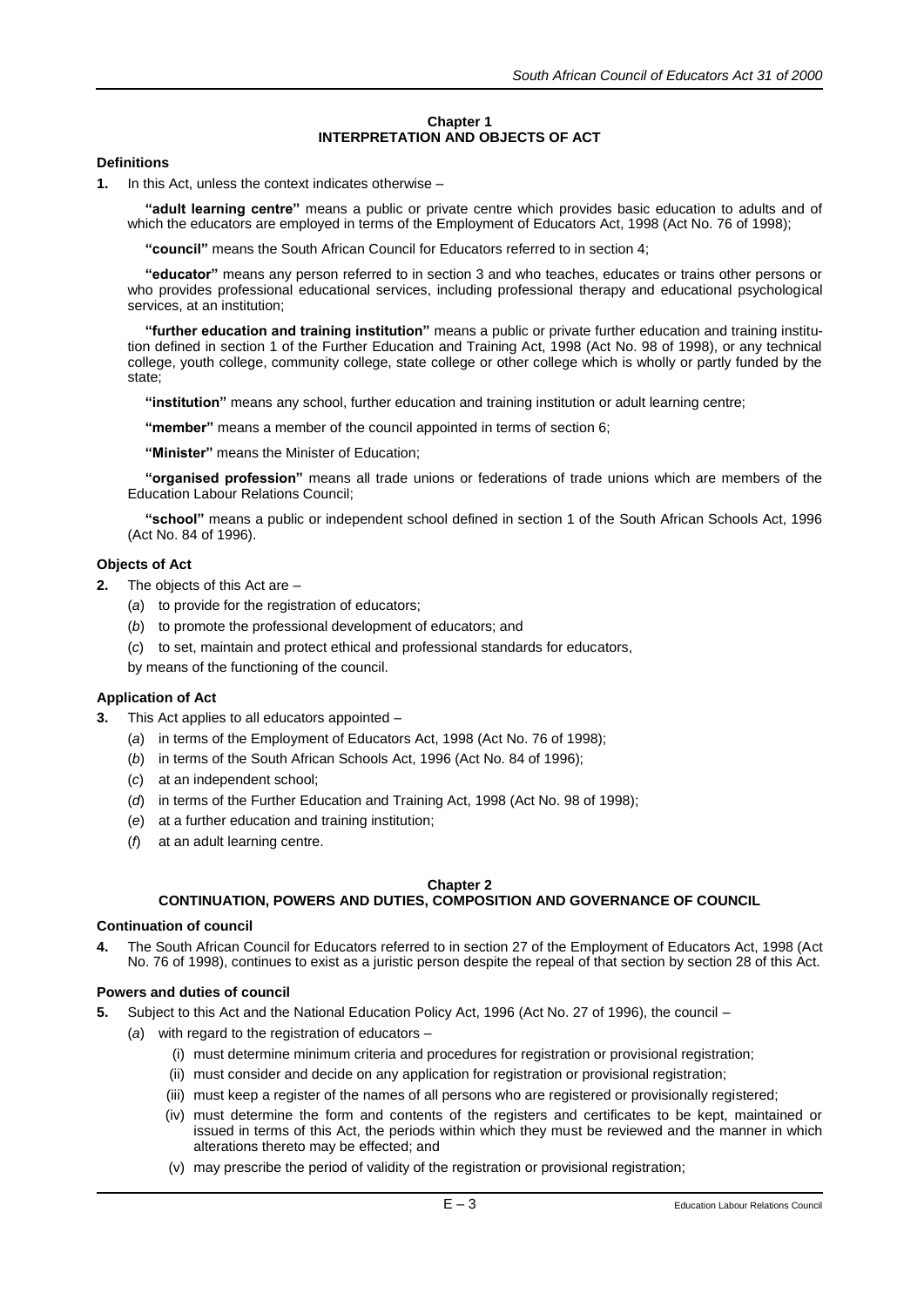## Chapter 1
## INTERPRETATION AND OBJECTS OF ACT

### Definitions

**1.** In this Act, unless the context indicates otherwise –

**"adult learning centre"** means a public or private centre which provides basic education to adults and of which the educators are employed in terms of the Employment of Educators Act, 1998 (Act No. 76 of 1998);

**"council"** means the South African Council for Educators referred to in section 4;

**"educator"** means any person referred to in section 3 and who teaches, educates or trains other persons or who provides professional educational services, including professional therapy and educational psychological services, at an institution;

**"further education and training institution"** means a public or private further education and training institution defined in section 1 of the Further Education and Training Act, 1998 (Act No. 98 of 1998), or any technical college, youth college, community college, state college or other college which is wholly or partly funded by the state;

**"institution"** means any school, further education and training institution or adult learning centre;

**"member"** means a member of the council appointed in terms of section 6;

**"Minister"** means the Minister of Education;

**"organised profession"** means all trade unions or federations of trade unions which are members of the Education Labour Relations Council;

**"school"** means a public or independent school defined in section 1 of the South African Schools Act, 1996 (Act No. 84 of 1996).

### Objects of Act

**2.** The objects of this Act are –

(*a*) to provide for the registration of educators;

(*b*) to promote the professional development of educators; and

(*c*) to set, maintain and protect ethical and professional standards for educators,

by means of the functioning of the council.

### Application of Act

**3.** This Act applies to all educators appointed –

(*a*) in terms of the Employment of Educators Act, 1998 (Act No. 76 of 1998);

(*b*) in terms of the South African Schools Act, 1996 (Act No. 84 of 1996);

(*c*) at an independent school;

(*d*) in terms of the Further Education and Training Act, 1998 (Act No. 98 of 1998);

(*e*) at a further education and training institution;

(*f*) at an adult learning centre.

## Chapter 2
## CONTINUATION, POWERS AND DUTIES, COMPOSITION AND GOVERNANCE OF COUNCIL

### Continuation of council

**4.** The South African Council for Educators referred to in section 27 of the Employment of Educators Act, 1998 (Act No. 76 of 1998), continues to exist as a juristic person despite the repeal of that section by section 28 of this Act.

### Powers and duties of council

**5.** Subject to this Act and the National Education Policy Act, 1996 (Act No. 27 of 1996), the council –

(*a*) with regard to the registration of educators –

(i) must determine minimum criteria and procedures for registration or provisional registration;

(ii) must consider and decide on any application for registration or provisional registration;

(iii) must keep a register of the names of all persons who are registered or provisionally registered;

(iv) must determine the form and contents of the registers and certificates to be kept, maintained or issued in terms of this Act, the periods within which they must be reviewed and the manner in which alterations thereto may be effected; and

(v) may prescribe the period of validity of the registration or provisional registration;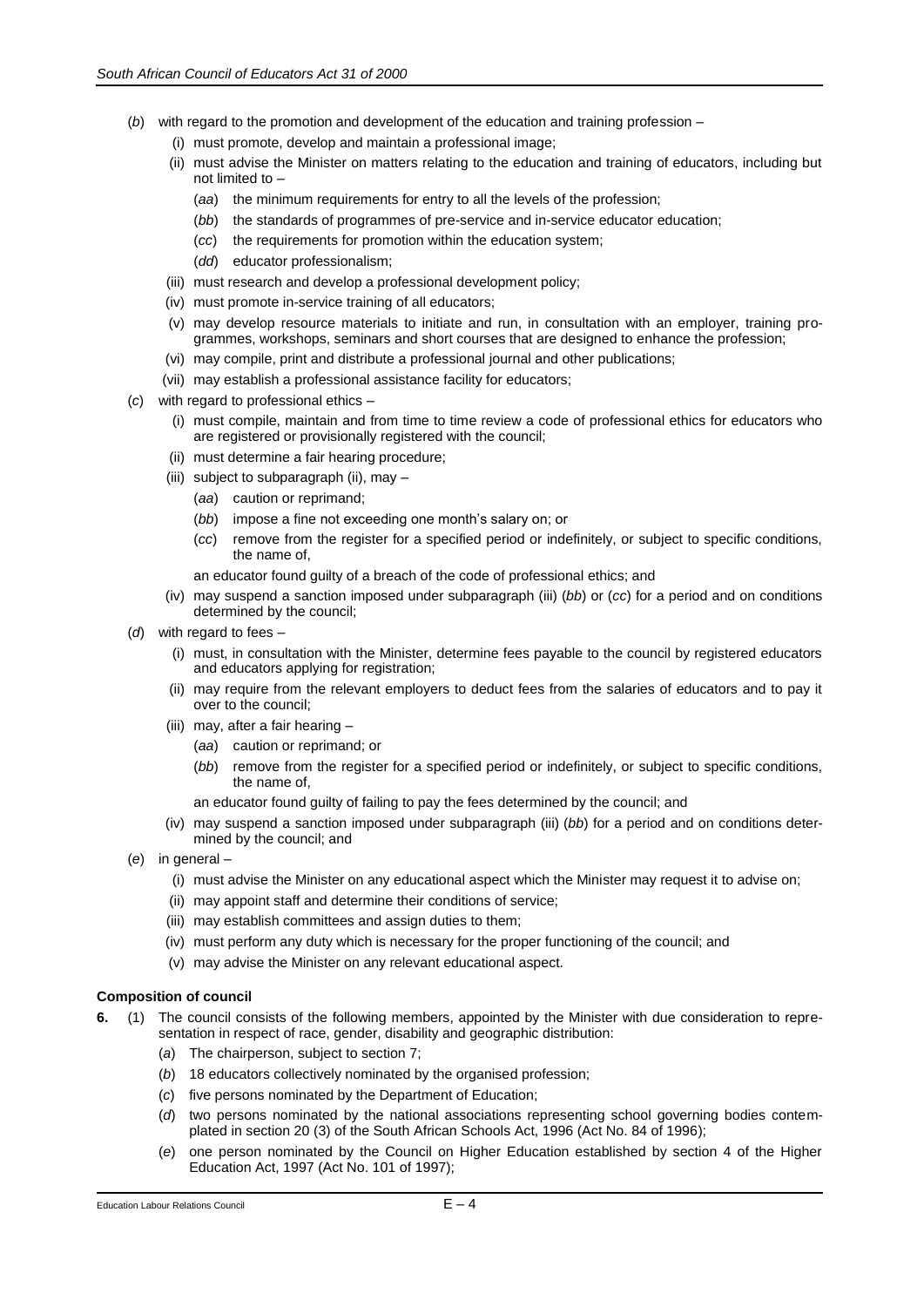(*b*) with regard to the promotion and development of the education and training profession –

(i) must promote, develop and maintain a professional image;

(ii) must advise the Minister on matters relating to the education and training of educators, including but not limited to –

(*aa*) the minimum requirements for entry to all the levels of the profession;

(*bb*) the standards of programmes of pre-service and in-service educator education;

(*cc*) the requirements for promotion within the education system;

(*dd*) educator professionalism;

(iii) must research and develop a professional development policy;

(iv) must promote in-service training of all educators;

(v) may develop resource materials to initiate and run, in consultation with an employer, training programmes, workshops, seminars and short courses that are designed to enhance the profession;

(vi) may compile, print and distribute a professional journal and other publications;

(vii) may establish a professional assistance facility for educators;

(*c*) with regard to professional ethics –

(i) must compile, maintain and from time to time review a code of professional ethics for educators who are registered or provisionally registered with the council;

(ii) must determine a fair hearing procedure;

(iii) subject to subparagraph (ii), may –

(*aa*) caution or reprimand;

(*bb*) impose a fine not exceeding one month's salary on; or

(*cc*) remove from the register for a specified period or indefinitely, or subject to specific conditions, the name of,

an educator found guilty of a breach of the code of professional ethics; and

(iv) may suspend a sanction imposed under subparagraph (iii) (*bb*) or (*cc*) for a period and on conditions determined by the council;

(*d*) with regard to fees –

(i) must, in consultation with the Minister, determine fees payable to the council by registered educators and educators applying for registration;

(ii) may require from the relevant employers to deduct fees from the salaries of educators and to pay it over to the council;

(iii) may, after a fair hearing –

(*aa*) caution or reprimand; or

(*bb*) remove from the register for a specified period or indefinitely, or subject to specific conditions, the name of,

an educator found guilty of failing to pay the fees determined by the council; and

(iv) may suspend a sanction imposed under subparagraph (iii) (*bb*) for a period and on conditions determined by the council; and

(*e*) in general –

(i) must advise the Minister on any educational aspect which the Minister may request it to advise on;

(ii) may appoint staff and determine their conditions of service;

(iii) may establish committees and assign duties to them;

(iv) must perform any duty which is necessary for the proper functioning of the council; and

(v) may advise the Minister on any relevant educational aspect.

**Composition of council**

**6.** (1) The council consists of the following members, appointed by the Minister with due consideration to representation in respect of race, gender, disability and geographic distribution:

(*a*) The chairperson, subject to section 7;

(*b*) 18 educators collectively nominated by the organised profession;

(*c*) five persons nominated by the Department of Education;

(*d*) two persons nominated by the national associations representing school governing bodies contemplated in section 20 (3) of the South African Schools Act, 1996 (Act No. 84 of 1996);

(*e*) one person nominated by the Council on Higher Education established by section 4 of the Higher Education Act, 1997 (Act No. 101 of 1997);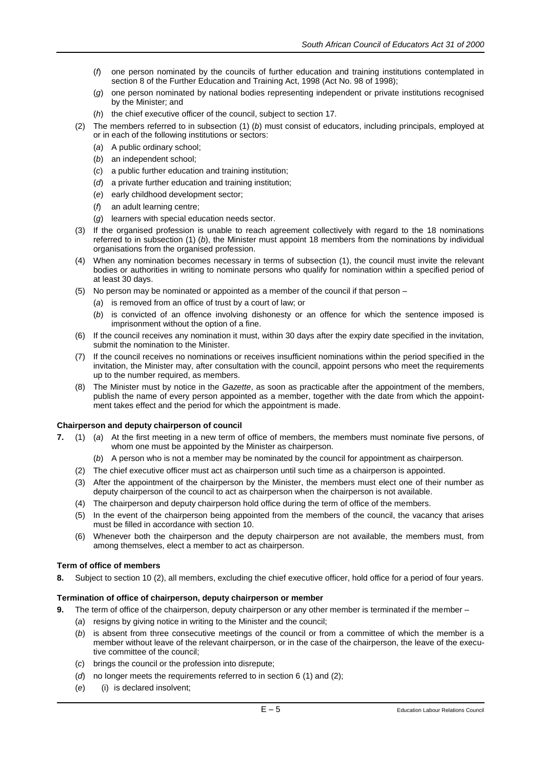(*f*) one person nominated by the councils of further education and training institutions contemplated in section 8 of the Further Education and Training Act, 1998 (Act No. 98 of 1998);

(*g*) one person nominated by national bodies representing independent or private institutions recognised by the Minister; and

(*h*) the chief executive officer of the council, subject to section 17.

(2) The members referred to in subsection (1) (*b*) must consist of educators, including principals, employed at or in each of the following institutions or sectors:

(*a*) A public ordinary school;

(*b*) an independent school;

(*c*) a public further education and training institution;

(*d*) a private further education and training institution;

(*e*) early childhood development sector;

(*f*) an adult learning centre;

(*g*) learners with special education needs sector.

(3) If the organised profession is unable to reach agreement collectively with regard to the 18 nominations referred to in subsection (1) (*b*), the Minister must appoint 18 members from the nominations by individual organisations from the organised profession.

(4) When any nomination becomes necessary in terms of subsection (1), the council must invite the relevant bodies or authorities in writing to nominate persons who qualify for nomination within a specified period of at least 30 days.

(5) No person may be nominated or appointed as a member of the council if that person –

(*a*) is removed from an office of trust by a court of law; or

(*b*) is convicted of an offence involving dishonesty or an offence for which the sentence imposed is imprisonment without the option of a fine.

(6) If the council receives any nomination it must, within 30 days after the expiry date specified in the invitation, submit the nomination to the Minister.

(7) If the council receives no nominations or receives insufficient nominations within the period specified in the invitation, the Minister may, after consultation with the council, appoint persons who meet the requirements up to the number required, as members.

(8) The Minister must by notice in the *Gazette*, as soon as practicable after the appointment of the members, publish the name of every person appointed as a member, together with the date from which the appointment takes effect and the period for which the appointment is made.

**Chairperson and deputy chairperson of council**

**7.** (1) (*a*) At the first meeting in a new term of office of members, the members must nominate five persons, of whom one must be appointed by the Minister as chairperson.

(*b*) A person who is not a member may be nominated by the council for appointment as chairperson.

(2) The chief executive officer must act as chairperson until such time as a chairperson is appointed.

(3) After the appointment of the chairperson by the Minister, the members must elect one of their number as deputy chairperson of the council to act as chairperson when the chairperson is not available.

(4) The chairperson and deputy chairperson hold office during the term of office of the members.

(5) In the event of the chairperson being appointed from the members of the council, the vacancy that arises must be filled in accordance with section 10.

(6) Whenever both the chairperson and the deputy chairperson are not available, the members must, from among themselves, elect a member to act as chairperson.

**Term of office of members**

**8.** Subject to section 10 (2), all members, excluding the chief executive officer, hold office for a period of four years.

**Termination of office of chairperson, deputy chairperson or member**

**9.** The term of office of the chairperson, deputy chairperson or any other member is terminated if the member –

(*a*) resigns by giving notice in writing to the Minister and the council;

(*b*) is absent from three consecutive meetings of the council or from a committee of which the member is a member without leave of the relevant chairperson, or in the case of the chairperson, the leave of the executive committee of the council;

(*c*) brings the council or the profession into disrepute;

(*d*) no longer meets the requirements referred to in section 6 (1) and (2);

(*e*) (i) is declared insolvent;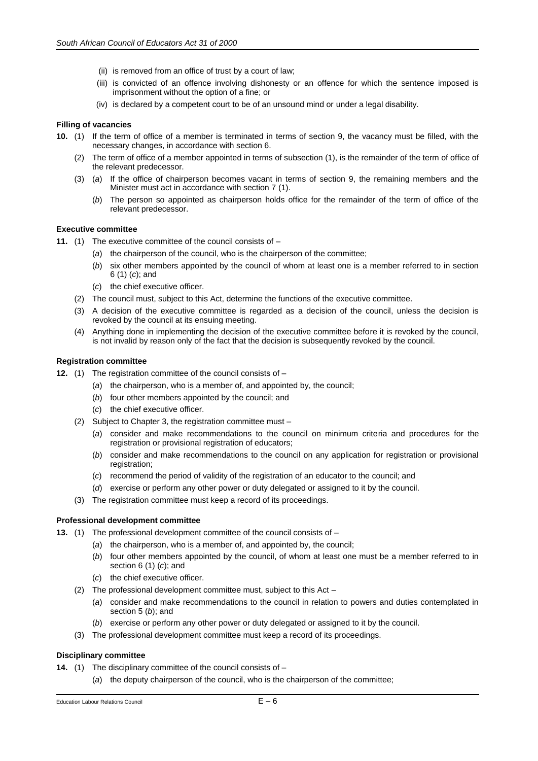(ii) is removed from an office of trust by a court of law;

(iii) is convicted of an offence involving dishonesty or an offence for which the sentence imposed is imprisonment without the option of a fine; or

(iv) is declared by a competent court to be of an unsound mind or under a legal disability.

**Filling of vacancies**

**10.** (1) If the term of office of a member is terminated in terms of section 9, the vacancy must be filled, with the necessary changes, in accordance with section 6.

(2) The term of office of a member appointed in terms of subsection (1), is the remainder of the term of office of the relevant predecessor.

(3) (*a*) If the office of chairperson becomes vacant in terms of section 9, the remaining members and the Minister must act in accordance with section 7 (1).

(*b*) The person so appointed as chairperson holds office for the remainder of the term of office of the relevant predecessor.

**Executive committee**

**11.** (1) The executive committee of the council consists of –

(*a*) the chairperson of the council, who is the chairperson of the committee;

(*b*) six other members appointed by the council of whom at least one is a member referred to in section 6 (1) (*c*); and

(*c*) the chief executive officer.

(2) The council must, subject to this Act, determine the functions of the executive committee.

(3) A decision of the executive committee is regarded as a decision of the council, unless the decision is revoked by the council at its ensuing meeting.

(4) Anything done in implementing the decision of the executive committee before it is revoked by the council, is not invalid by reason only of the fact that the decision is subsequently revoked by the council.

**Registration committee**

**12.** (1) The registration committee of the council consists of –

(*a*) the chairperson, who is a member of, and appointed by, the council;

(*b*) four other members appointed by the council; and

(*c*) the chief executive officer.

(2) Subject to Chapter 3, the registration committee must –

(*a*) consider and make recommendations to the council on minimum criteria and procedures for the registration or provisional registration of educators;

(*b*) consider and make recommendations to the council on any application for registration or provisional registration;

(*c*) recommend the period of validity of the registration of an educator to the council; and

(*d*) exercise or perform any other power or duty delegated or assigned to it by the council.

(3) The registration committee must keep a record of its proceedings.

**Professional development committee**

**13.** (1) The professional development committee of the council consists of –

(*a*) the chairperson, who is a member of, and appointed by, the council;

(*b*) four other members appointed by the council, of whom at least one must be a member referred to in section 6 (1) (*c*); and

(*c*) the chief executive officer.

(2) The professional development committee must, subject to this Act –

(*a*) consider and make recommendations to the council in relation to powers and duties contemplated in section 5 (*b*); and

(*b*) exercise or perform any other power or duty delegated or assigned to it by the council.

(3) The professional development committee must keep a record of its proceedings.

**Disciplinary committee**

**14.** (1) The disciplinary committee of the council consists of –

(*a*) the deputy chairperson of the council, who is the chairperson of the committee;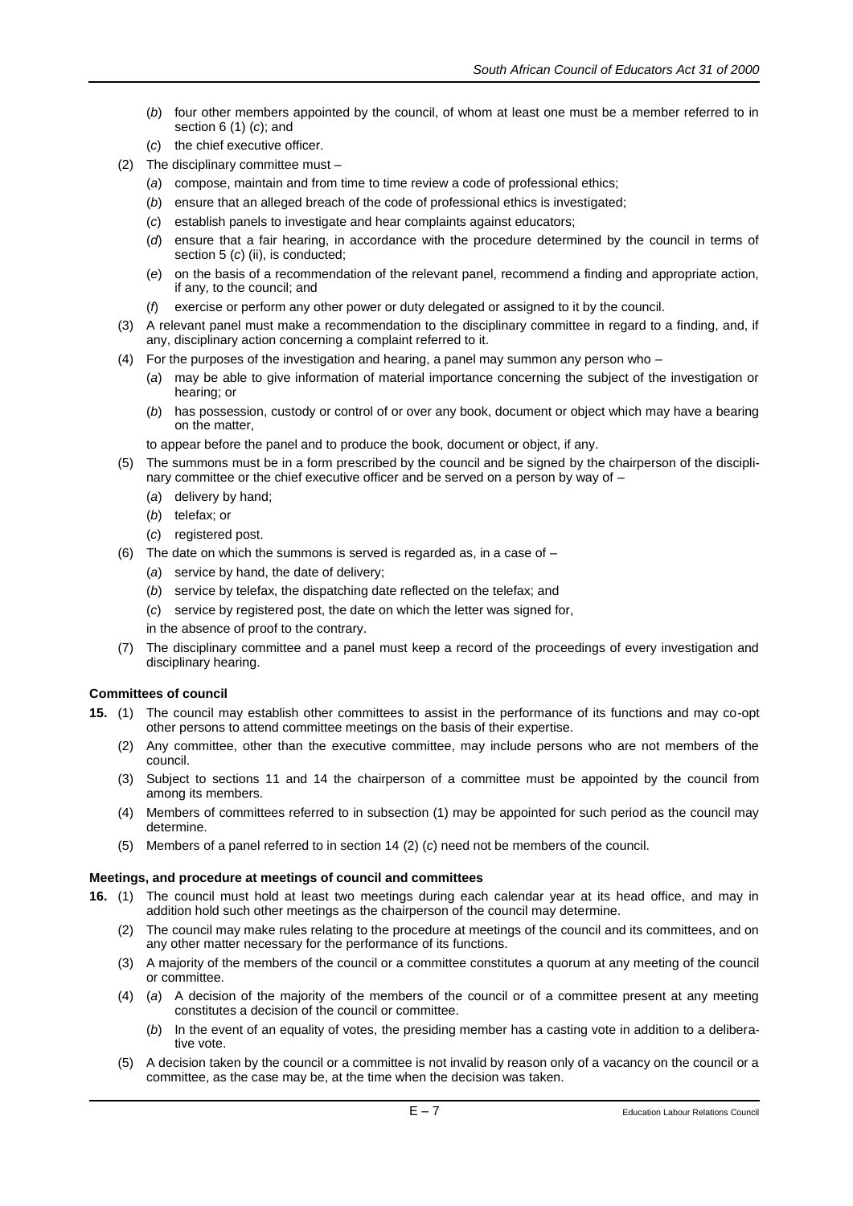(*b*) four other members appointed by the council, of whom at least one must be a member referred to in section 6 (1) (*c*); and

(*c*) the chief executive officer.

(2) The disciplinary committee must –

(*a*) compose, maintain and from time to time review a code of professional ethics;

(*b*) ensure that an alleged breach of the code of professional ethics is investigated;

(*c*) establish panels to investigate and hear complaints against educators;

(*d*) ensure that a fair hearing, in accordance with the procedure determined by the council in terms of section 5 (*c*) (ii), is conducted;

(*e*) on the basis of a recommendation of the relevant panel, recommend a finding and appropriate action, if any, to the council; and

(*f*) exercise or perform any other power or duty delegated or assigned to it by the council.

(3) A relevant panel must make a recommendation to the disciplinary committee in regard to a finding, and, if any, disciplinary action concerning a complaint referred to it.

(4) For the purposes of the investigation and hearing, a panel may summon any person who –

(*a*) may be able to give information of material importance concerning the subject of the investigation or hearing; or

(*b*) has possession, custody or control of or over any book, document or object which may have a bearing on the matter,

to appear before the panel and to produce the book, document or object, if any.

(5) The summons must be in a form prescribed by the council and be signed by the chairperson of the disciplinary committee or the chief executive officer and be served on a person by way of –

(*a*) delivery by hand;

(*b*) telefax; or

(*c*) registered post.

(6) The date on which the summons is served is regarded as, in a case of –

(*a*) service by hand, the date of delivery;

(*b*) service by telefax, the dispatching date reflected on the telefax; and

(*c*) service by registered post, the date on which the letter was signed for,

in the absence of proof to the contrary.

(7) The disciplinary committee and a panel must keep a record of the proceedings of every investigation and disciplinary hearing.

**Committees of council**

**15.** (1) The council may establish other committees to assist in the performance of its functions and may co-opt other persons to attend committee meetings on the basis of their expertise.

(2) Any committee, other than the executive committee, may include persons who are not members of the council.

(3) Subject to sections 11 and 14 the chairperson of a committee must be appointed by the council from among its members.

(4) Members of committees referred to in subsection (1) may be appointed for such period as the council may determine.

(5) Members of a panel referred to in section 14 (2) (*c*) need not be members of the council.

**Meetings, and procedure at meetings of council and committees**

**16.** (1) The council must hold at least two meetings during each calendar year at its head office, and may in addition hold such other meetings as the chairperson of the council may determine.

(2) The council may make rules relating to the procedure at meetings of the council and its committees, and on any other matter necessary for the performance of its functions.

(3) A majority of the members of the council or a committee constitutes a quorum at any meeting of the council or committee.

(4) (*a*) A decision of the majority of the members of the council or of a committee present at any meeting constitutes a decision of the council or committee.

(*b*) In the event of an equality of votes, the presiding member has a casting vote in addition to a deliberative vote.

(5) A decision taken by the council or a committee is not invalid by reason only of a vacancy on the council or a committee, as the case may be, at the time when the decision was taken.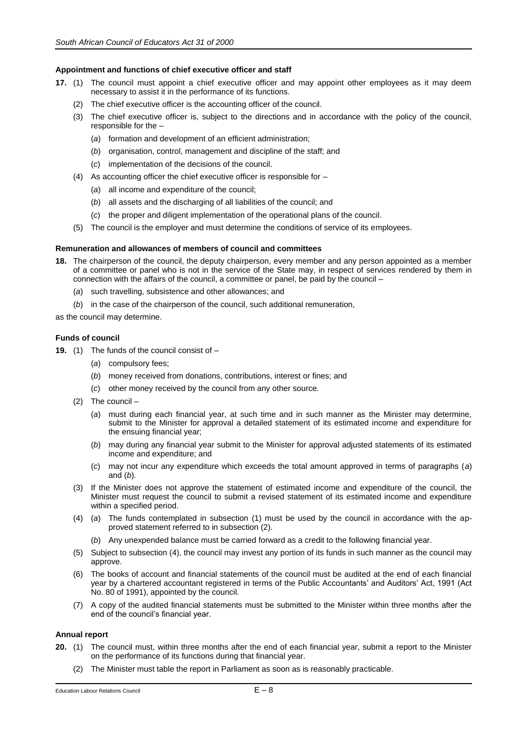**Appointment and functions of chief executive officer and staff**

**17.** (1) The council must appoint a chief executive officer and may appoint other employees as it may deem necessary to assist it in the performance of its functions.

(2) The chief executive officer is the accounting officer of the council.

(3) The chief executive officer is, subject to the directions and in accordance with the policy of the council, responsible for the –

(*a*) formation and development of an efficient administration;

(*b*) organisation, control, management and discipline of the staff; and

(*c*) implementation of the decisions of the council.

(4) As accounting officer the chief executive officer is responsible for –

(*a*) all income and expenditure of the council;

(*b*) all assets and the discharging of all liabilities of the council; and

(*c*) the proper and diligent implementation of the operational plans of the council.

(5) The council is the employer and must determine the conditions of service of its employees.

**Remuneration and allowances of members of council and committees**

**18.** The chairperson of the council, the deputy chairperson, every member and any person appointed as a member of a committee or panel who is not in the service of the State may, in respect of services rendered by them in connection with the affairs of the council, a committee or panel, be paid by the council –

(*a*) such travelling, subsistence and other allowances; and

(*b*) in the case of the chairperson of the council, such additional remuneration,

as the council may determine.

**Funds of council**

**19.** (1) The funds of the council consist of –

(*a*) compulsory fees;

(*b*) money received from donations, contributions, interest or fines; and

(*c*) other money received by the council from any other source.

(2) The council –

(*a*) must during each financial year, at such time and in such manner as the Minister may determine, submit to the Minister for approval a detailed statement of its estimated income and expenditure for the ensuing financial year;

(*b*) may during any financial year submit to the Minister for approval adjusted statements of its estimated income and expenditure; and

(*c*) may not incur any expenditure which exceeds the total amount approved in terms of paragraphs (*a*) and (*b*).

(3) If the Minister does not approve the statement of estimated income and expenditure of the council, the Minister must request the council to submit a revised statement of its estimated income and expenditure within a specified period.

(4) (*a*) The funds contemplated in subsection (1) must be used by the council in accordance with the approved statement referred to in subsection (2).

(*b*) Any unexpended balance must be carried forward as a credit to the following financial year.

(5) Subject to subsection (4), the council may invest any portion of its funds in such manner as the council may approve.

(6) The books of account and financial statements of the council must be audited at the end of each financial year by a chartered accountant registered in terms of the Public Accountants' and Auditors' Act, 1991 (Act No. 80 of 1991), appointed by the council.

(7) A copy of the audited financial statements must be submitted to the Minister within three months after the end of the council's financial year.

**Annual report**

**20.** (1) The council must, within three months after the end of each financial year, submit a report to the Minister on the performance of its functions during that financial year.

(2) The Minister must table the report in Parliament as soon as is reasonably practicable.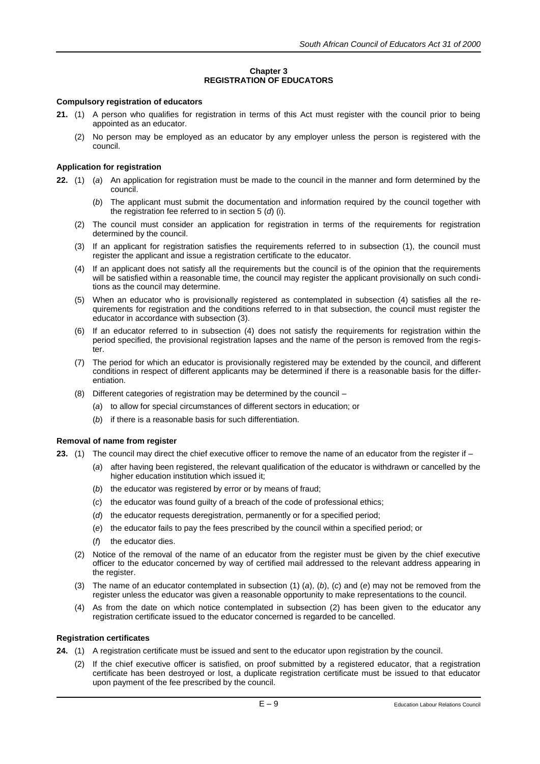## Chapter 3
## REGISTRATION OF EDUCATORS

**Compulsory registration of educators**

**21.** (1) A person who qualifies for registration in terms of this Act must register with the council prior to being appointed as an educator.

(2) No person may be employed as an educator by any employer unless the person is registered with the council.

**Application for registration**

**22.** (1) (*a*) An application for registration must be made to the council in the manner and form determined by the council.

(*b*) The applicant must submit the documentation and information required by the council together with the registration fee referred to in section 5 (*d*) (i).

(2) The council must consider an application for registration in terms of the requirements for registration determined by the council.

(3) If an applicant for registration satisfies the requirements referred to in subsection (1), the council must register the applicant and issue a registration certificate to the educator.

(4) If an applicant does not satisfy all the requirements but the council is of the opinion that the requirements will be satisfied within a reasonable time, the council may register the applicant provisionally on such conditions as the council may determine.

(5) When an educator who is provisionally registered as contemplated in subsection (4) satisfies all the requirements for registration and the conditions referred to in that subsection, the council must register the educator in accordance with subsection (3).

(6) If an educator referred to in subsection (4) does not satisfy the requirements for registration within the period specified, the provisional registration lapses and the name of the person is removed from the register.

(7) The period for which an educator is provisionally registered may be extended by the council, and different conditions in respect of different applicants may be determined if there is a reasonable basis for the differentiation.

(8) Different categories of registration may be determined by the council –

(*a*) to allow for special circumstances of different sectors in education; or

(*b*) if there is a reasonable basis for such differentiation.

**Removal of name from register**

**23.** (1) The council may direct the chief executive officer to remove the name of an educator from the register if –

(*a*) after having been registered, the relevant qualification of the educator is withdrawn or cancelled by the higher education institution which issued it;

(*b*) the educator was registered by error or by means of fraud;

(*c*) the educator was found guilty of a breach of the code of professional ethics;

(*d*) the educator requests deregistration, permanently or for a specified period;

(*e*) the educator fails to pay the fees prescribed by the council within a specified period; or

(*f*) the educator dies.

(2) Notice of the removal of the name of an educator from the register must be given by the chief executive officer to the educator concerned by way of certified mail addressed to the relevant address appearing in the register.

(3) The name of an educator contemplated in subsection (1) (*a*), (*b*), (*c*) and (*e*) may not be removed from the register unless the educator was given a reasonable opportunity to make representations to the council.

(4) As from the date on which notice contemplated in subsection (2) has been given to the educator any registration certificate issued to the educator concerned is regarded to be cancelled.

**Registration certificates**

**24.** (1) A registration certificate must be issued and sent to the educator upon registration by the council.

(2) If the chief executive officer is satisfied, on proof submitted by a registered educator, that a registration certificate has been destroyed or lost, a duplicate registration certificate must be issued to that educator upon payment of the fee prescribed by the council.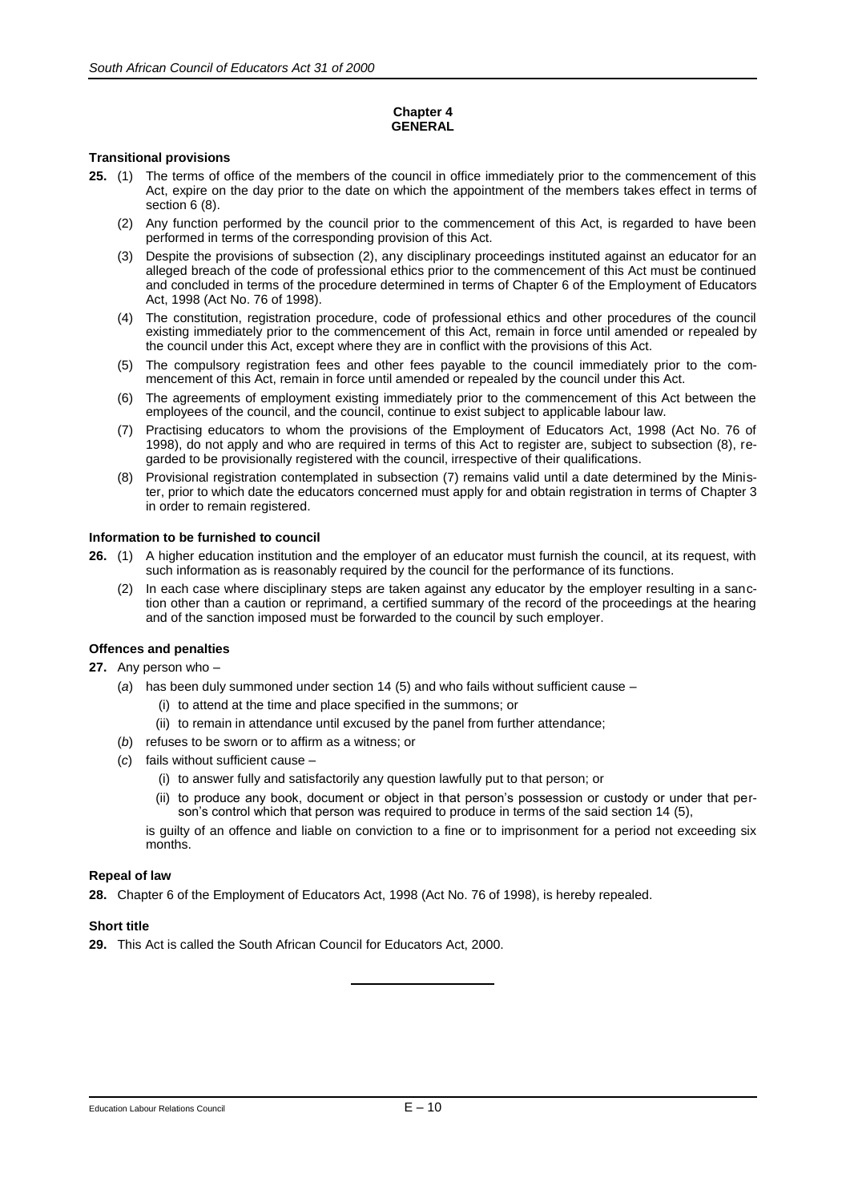## Chapter 4
## GENERAL

### Transitional provisions

**25.** (1) The terms of office of the members of the council in office immediately prior to the commencement of this Act, expire on the day prior to the date on which the appointment of the members takes effect in terms of section 6 (8).

(2) Any function performed by the council prior to the commencement of this Act, is regarded to have been performed in terms of the corresponding provision of this Act.

(3) Despite the provisions of subsection (2), any disciplinary proceedings instituted against an educator for an alleged breach of the code of professional ethics prior to the commencement of this Act must be continued and concluded in terms of the procedure determined in terms of Chapter 6 of the Employment of Educators Act, 1998 (Act No. 76 of 1998).

(4) The constitution, registration procedure, code of professional ethics and other procedures of the council existing immediately prior to the commencement of this Act, remain in force until amended or repealed by the council under this Act, except where they are in conflict with the provisions of this Act.

(5) The compulsory registration fees and other fees payable to the council immediately prior to the commencement of this Act, remain in force until amended or repealed by the council under this Act.

(6) The agreements of employment existing immediately prior to the commencement of this Act between the employees of the council, and the council, continue to exist subject to applicable labour law.

(7) Practising educators to whom the provisions of the Employment of Educators Act, 1998 (Act No. 76 of 1998), do not apply and who are required in terms of this Act to register are, subject to subsection (8), regarded to be provisionally registered with the council, irrespective of their qualifications.

(8) Provisional registration contemplated in subsection (7) remains valid until a date determined by the Minister, prior to which date the educators concerned must apply for and obtain registration in terms of Chapter 3 in order to remain registered.

### Information to be furnished to council

**26.** (1) A higher education institution and the employer of an educator must furnish the council, at its request, with such information as is reasonably required by the council for the performance of its functions.

(2) In each case where disciplinary steps are taken against any educator by the employer resulting in a sanction other than a caution or reprimand, a certified summary of the record of the proceedings at the hearing and of the sanction imposed must be forwarded to the council by such employer.

### Offences and penalties

**27.** Any person who –

(*a*) has been duly summoned under section 14 (5) and who fails without sufficient cause –

(i) to attend at the time and place specified in the summons; or

(ii) to remain in attendance until excused by the panel from further attendance;

(*b*) refuses to be sworn or to affirm as a witness; or

(*c*) fails without sufficient cause –

(i) to answer fully and satisfactorily any question lawfully put to that person; or

(ii) to produce any book, document or object in that person's possession or custody or under that person's control which that person was required to produce in terms of the said section 14 (5),

is guilty of an offence and liable on conviction to a fine or to imprisonment for a period not exceeding six months.

### Repeal of law

**28.** Chapter 6 of the Employment of Educators Act, 1998 (Act No. 76 of 1998), is hereby repealed.

### Short title

**29.** This Act is called the South African Council for Educators Act, 2000.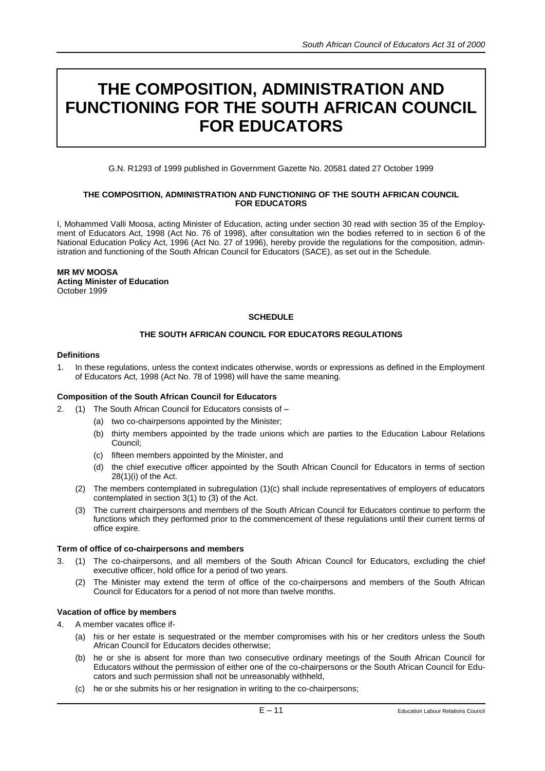# THE COMPOSITION, ADMINISTRATION AND FUNCTIONING FOR THE SOUTH AFRICAN COUNCIL FOR EDUCATORS

G.N. R1293 of 1999 published in Government Gazette No. 20581 dated 27 October 1999

**THE COMPOSITION, ADMINISTRATION AND FUNCTIONING OF THE SOUTH AFRICAN COUNCIL FOR EDUCATORS**

I, Mohammed Valli Moosa, acting Minister of Education, acting under section 30 read with section 35 of the Employment of Educators Act, 1998 (Act No. 76 of 1998), after consultation win the bodies referred to in section 6 of the National Education Policy Act, 1996 (Act No. 27 of 1996), hereby provide the regulations for the composition, administration and functioning of the South African Council for Educators (SACE), as set out in the Schedule.

**MR MV MOOSA**
**Acting Minister of Education**
October 1999

**SCHEDULE**

**THE SOUTH AFRICAN COUNCIL FOR EDUCATORS REGULATIONS**

**Definitions**

1. In these regulations, unless the context indicates otherwise, words or expressions as defined in the Employment of Educators Act, 1998 (Act No. 78 of 1998) will have the same meaning.

**Composition of the South African Council for Educators**

2. (1) The South African Council for Educators consists of –
   - (a) two co-chairpersons appointed by the Minister;
   - (b) thirty members appointed by the trade unions which are parties to the Education Labour Relations Council;
   - (c) fifteen members appointed by the Minister, and
   - (d) the chief executive officer appointed by the South African Council for Educators in terms of section 28(1)(i) of the Act.

   (2) The members contemplated in subregulation (1)(c) shall include representatives of employers of educators contemplated in section 3(1) to (3) of the Act.

   (3) The current chairpersons and members of the South African Council for Educators continue to perform the functions which they performed prior to the commencement of these regulations until their current terms of office expire.

**Term of office of co-chairpersons and members**

3. (1) The co-chairpersons, and all members of the South African Council for Educators, excluding the chief executive officer, hold office for a period of two years.

   (2) The Minister may extend the term of office of the co-chairpersons and members of the South African Council for Educators for a period of not more than twelve months.

**Vacation of office by members**

4. A member vacates office if-
   - (a) his or her estate is sequestrated or the member compromises with his or her creditors unless the South African Council for Educators decides otherwise;
   - (b) he or she is absent for more than two consecutive ordinary meetings of the South African Council for Educators without the permission of either one of the co-chairpersons or the South African Council for Educators and such permission shall not be unreasonably withheld,
   - (c) he or she submits his or her resignation in writing to the co-chairpersons;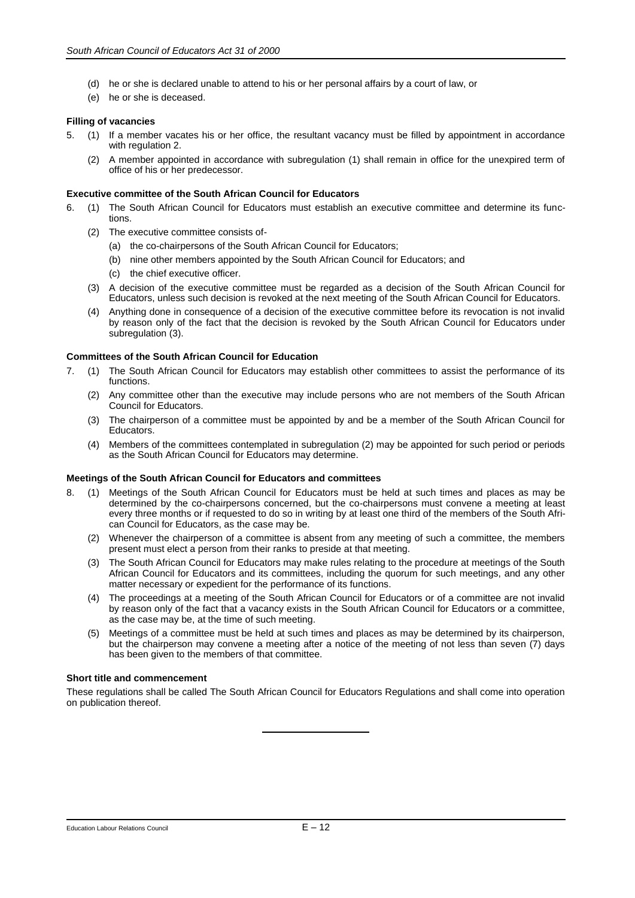(d) he or she is declared unable to attend to his or her personal affairs by a court of law, or

(e) he or she is deceased.

**Filling of vacancies**

5. (1) If a member vacates his or her office, the resultant vacancy must be filled by appointment in accordance with regulation 2.

   (2) A member appointed in accordance with subregulation (1) shall remain in office for the unexpired term of office of his or her predecessor.

**Executive committee of the South African Council for Educators**

6. (1) The South African Council for Educators must establish an executive committee and determine its functions.

   (2) The executive committee consists of-

      (a) the co-chairpersons of the South African Council for Educators;

      (b) nine other members appointed by the South African Council for Educators; and

      (c) the chief executive officer.

   (3) A decision of the executive committee must be regarded as a decision of the South African Council for Educators, unless such decision is revoked at the next meeting of the South African Council for Educators.

   (4) Anything done in consequence of a decision of the executive committee before its revocation is not invalid by reason only of the fact that the decision is revoked by the South African Council for Educators under subregulation (3).

**Committees of the South African Council for Education**

7. (1) The South African Council for Educators may establish other committees to assist the performance of its functions.

   (2) Any committee other than the executive may include persons who are not members of the South African Council for Educators.

   (3) The chairperson of a committee must be appointed by and be a member of the South African Council for Educators.

   (4) Members of the committees contemplated in subregulation (2) may be appointed for such period or periods as the South African Council for Educators may determine.

**Meetings of the South African Council for Educators and committees**

8. (1) Meetings of the South African Council for Educators must be held at such times and places as may be determined by the co-chairpersons concerned, but the co-chairpersons must convene a meeting at least every three months or if requested to do so in writing by at least one third of the members of the South African Council for Educators, as the case may be.

   (2) Whenever the chairperson of a committee is absent from any meeting of such a committee, the members present must elect a person from their ranks to preside at that meeting.

   (3) The South African Council for Educators may make rules relating to the procedure at meetings of the South African Council for Educators and its committees, including the quorum for such meetings, and any other matter necessary or expedient for the performance of its functions.

   (4) The proceedings at a meeting of the South African Council for Educators or of a committee are not invalid by reason only of the fact that a vacancy exists in the South African Council for Educators or a committee, as the case may be, at the time of such meeting.

   (5) Meetings of a committee must be held at such times and places as may be determined by its chairperson, but the chairperson may convene a meeting after a notice of the meeting of not less than seven (7) days has been given to the members of that committee.

**Short title and commencement**

These regulations shall be called The South African Council for Educators Regulations and shall come into operation on publication thereof.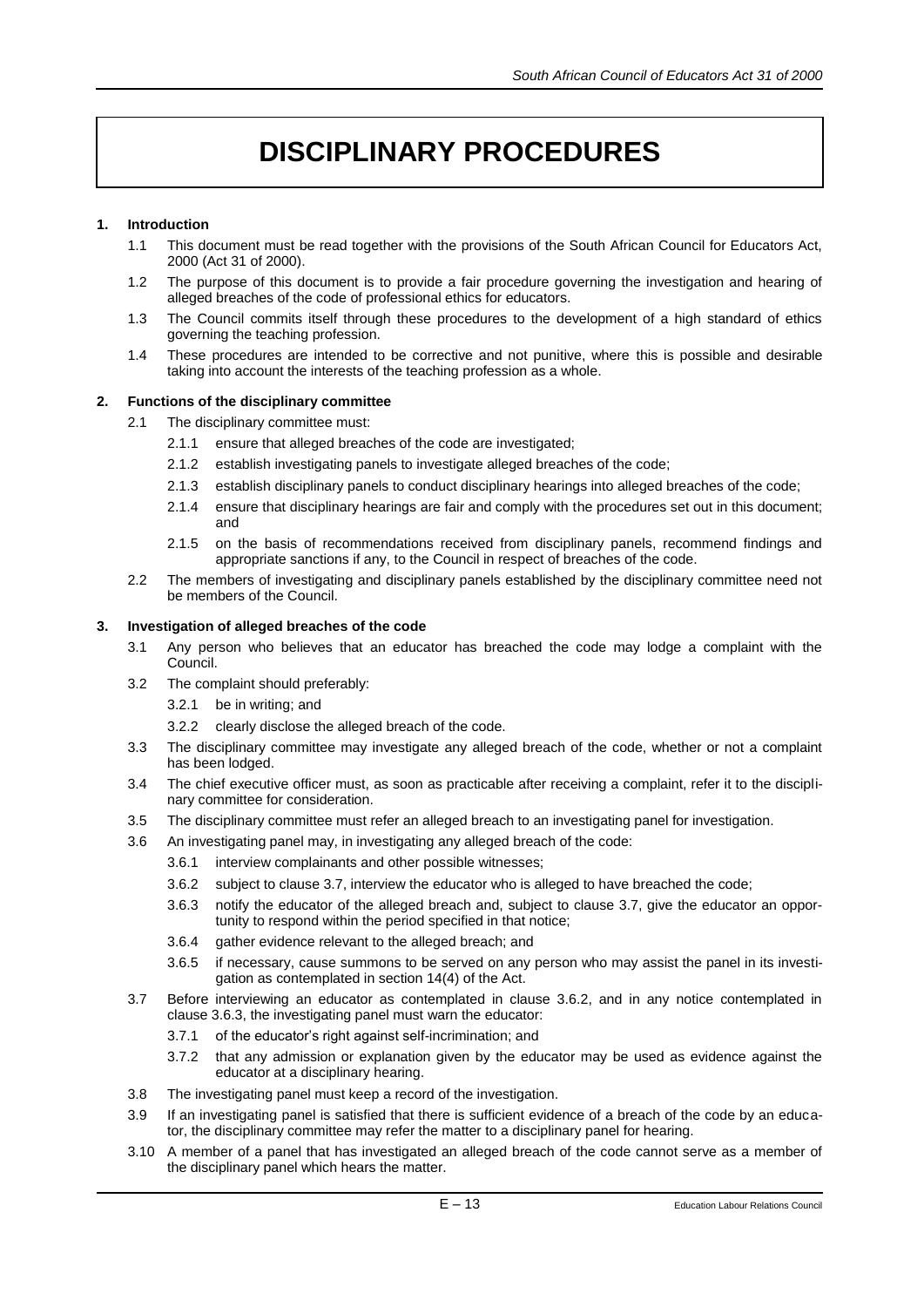# DISCIPLINARY PROCEDURES

**1. Introduction**

1.1 This document must be read together with the provisions of the South African Council for Educators Act, 2000 (Act 31 of 2000).

1.2 The purpose of this document is to provide a fair procedure governing the investigation and hearing of alleged breaches of the code of professional ethics for educators.

1.3 The Council commits itself through these procedures to the development of a high standard of ethics governing the teaching profession.

1.4 These procedures are intended to be corrective and not punitive, where this is possible and desirable taking into account the interests of the teaching profession as a whole.

**2. Functions of the disciplinary committee**

2.1 The disciplinary committee must:

2.1.1 ensure that alleged breaches of the code are investigated;

2.1.2 establish investigating panels to investigate alleged breaches of the code;

2.1.3 establish disciplinary panels to conduct disciplinary hearings into alleged breaches of the code;

2.1.4 ensure that disciplinary hearings are fair and comply with the procedures set out in this document; and

2.1.5 on the basis of recommendations received from disciplinary panels, recommend findings and appropriate sanctions if any, to the Council in respect of breaches of the code.

2.2 The members of investigating and disciplinary panels established by the disciplinary committee need not be members of the Council.

**3. Investigation of alleged breaches of the code**

3.1 Any person who believes that an educator has breached the code may lodge a complaint with the Council.

3.2 The complaint should preferably:

3.2.1 be in writing; and

3.2.2 clearly disclose the alleged breach of the code.

3.3 The disciplinary committee may investigate any alleged breach of the code, whether or not a complaint has been lodged.

3.4 The chief executive officer must, as soon as practicable after receiving a complaint, refer it to the disciplinary committee for consideration.

3.5 The disciplinary committee must refer an alleged breach to an investigating panel for investigation.

3.6 An investigating panel may, in investigating any alleged breach of the code:

3.6.1 interview complainants and other possible witnesses;

3.6.2 subject to clause 3.7, interview the educator who is alleged to have breached the code;

3.6.3 notify the educator of the alleged breach and, subject to clause 3.7, give the educator an opportunity to respond within the period specified in that notice;

3.6.4 gather evidence relevant to the alleged breach; and

3.6.5 if necessary, cause summons to be served on any person who may assist the panel in its investigation as contemplated in section 14(4) of the Act.

3.7 Before interviewing an educator as contemplated in clause 3.6.2, and in any notice contemplated in clause 3.6.3, the investigating panel must warn the educator:

3.7.1 of the educator's right against self-incrimination; and

3.7.2 that any admission or explanation given by the educator may be used as evidence against the educator at a disciplinary hearing.

3.8 The investigating panel must keep a record of the investigation.

3.9 If an investigating panel is satisfied that there is sufficient evidence of a breach of the code by an educator, the disciplinary committee may refer the matter to a disciplinary panel for hearing.

3.10 A member of a panel that has investigated an alleged breach of the code cannot serve as a member of the disciplinary panel which hears the matter.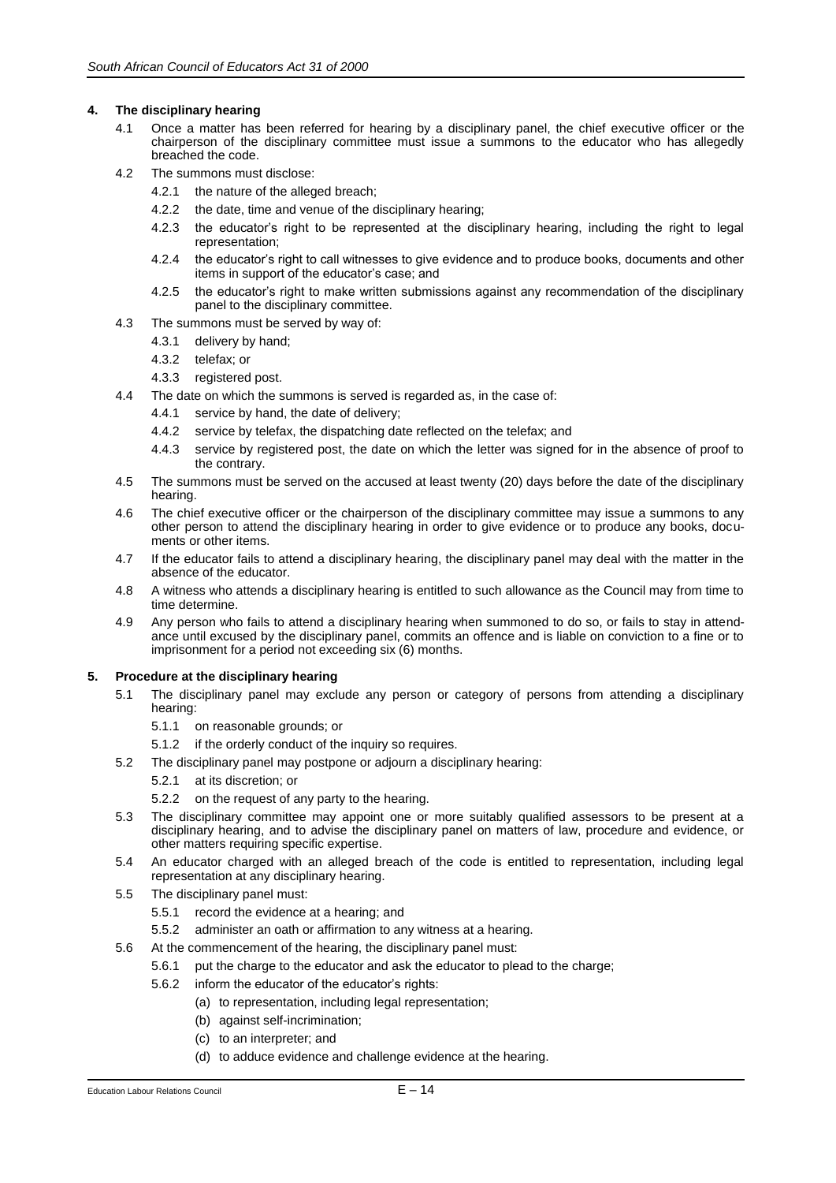## 4. The disciplinary hearing

4.1 Once a matter has been referred for hearing by a disciplinary panel, the chief executive officer or the chairperson of the disciplinary committee must issue a summons to the educator who has allegedly breached the code.

4.2 The summons must disclose:

- 4.2.1 the nature of the alleged breach;
- 4.2.2 the date, time and venue of the disciplinary hearing;
- 4.2.3 the educator's right to be represented at the disciplinary hearing, including the right to legal representation;
- 4.2.4 the educator's right to call witnesses to give evidence and to produce books, documents and other items in support of the educator's case; and
- 4.2.5 the educator's right to make written submissions against any recommendation of the disciplinary panel to the disciplinary committee.

4.3 The summons must be served by way of:

- 4.3.1 delivery by hand;
- 4.3.2 telefax; or
- 4.3.3 registered post.

4.4 The date on which the summons is served is regarded as, in the case of:

- 4.4.1 service by hand, the date of delivery;
- 4.4.2 service by telefax, the dispatching date reflected on the telefax; and
- 4.4.3 service by registered post, the date on which the letter was signed for in the absence of proof to the contrary.

4.5 The summons must be served on the accused at least twenty (20) days before the date of the disciplinary hearing.

4.6 The chief executive officer or the chairperson of the disciplinary committee may issue a summons to any other person to attend the disciplinary hearing in order to give evidence or to produce any books, documents or other items.

4.7 If the educator fails to attend a disciplinary hearing, the disciplinary panel may deal with the matter in the absence of the educator.

4.8 A witness who attends a disciplinary hearing is entitled to such allowance as the Council may from time to time determine.

4.9 Any person who fails to attend a disciplinary hearing when summoned to do so, or fails to stay in attendance until excused by the disciplinary panel, commits an offence and is liable on conviction to a fine or to imprisonment for a period not exceeding six (6) months.

## 5. Procedure at the disciplinary hearing

5.1 The disciplinary panel may exclude any person or category of persons from attending a disciplinary hearing:

- 5.1.1 on reasonable grounds; or
- 5.1.2 if the orderly conduct of the inquiry so requires.

5.2 The disciplinary panel may postpone or adjourn a disciplinary hearing:

- 5.2.1 at its discretion; or
- 5.2.2 on the request of any party to the hearing.

5.3 The disciplinary committee may appoint one or more suitably qualified assessors to be present at a disciplinary hearing, and to advise the disciplinary panel on matters of law, procedure and evidence, or other matters requiring specific expertise.

5.4 An educator charged with an alleged breach of the code is entitled to representation, including legal representation at any disciplinary hearing.

5.5 The disciplinary panel must:

- 5.5.1 record the evidence at a hearing; and
- 5.5.2 administer an oath or affirmation to any witness at a hearing.

5.6 At the commencement of the hearing, the disciplinary panel must:

- 5.6.1 put the charge to the educator and ask the educator to plead to the charge;
- 5.6.2 inform the educator of the educator's rights:
  - (a) to representation, including legal representation;
  - (b) against self-incrimination;
  - (c) to an interpreter; and
  - (d) to adduce evidence and challenge evidence at the hearing.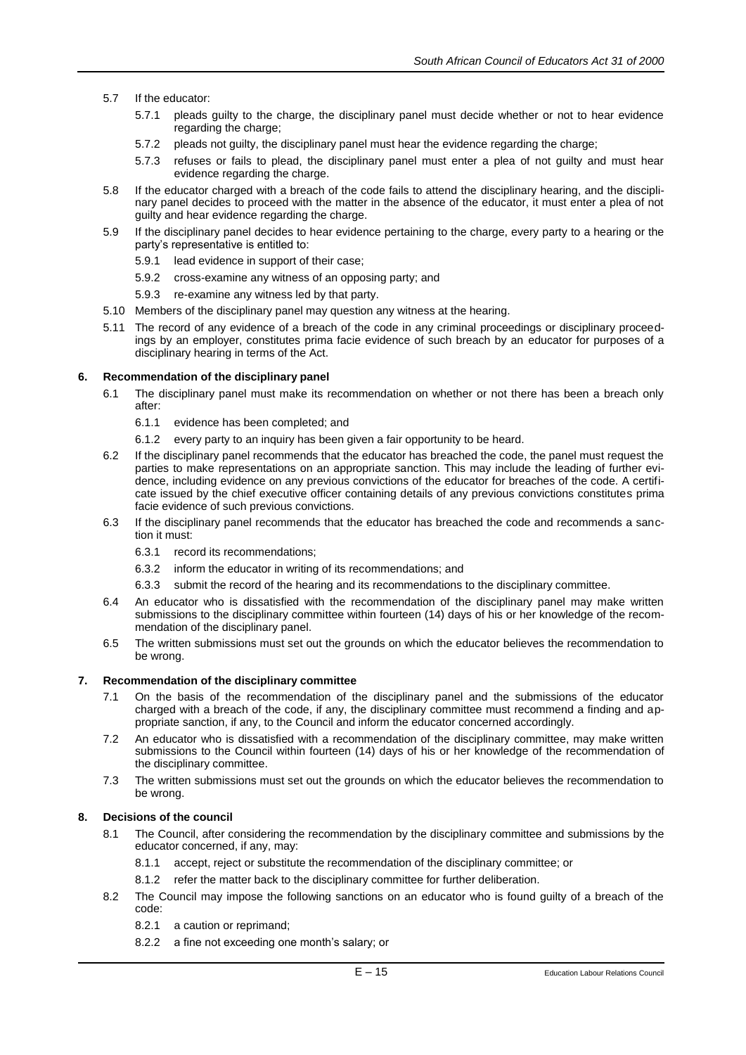5.7 If the educator:

5.7.1 pleads guilty to the charge, the disciplinary panel must decide whether or not to hear evidence regarding the charge;

5.7.2 pleads not guilty, the disciplinary panel must hear the evidence regarding the charge;

5.7.3 refuses or fails to plead, the disciplinary panel must enter a plea of not guilty and must hear evidence regarding the charge.

5.8 If the educator charged with a breach of the code fails to attend the disciplinary hearing, and the disciplinary panel decides to proceed with the matter in the absence of the educator, it must enter a plea of not guilty and hear evidence regarding the charge.

5.9 If the disciplinary panel decides to hear evidence pertaining to the charge, every party to a hearing or the party's representative is entitled to:

5.9.1 lead evidence in support of their case;

5.9.2 cross-examine any witness of an opposing party; and

5.9.3 re-examine any witness led by that party.

5.10 Members of the disciplinary panel may question any witness at the hearing.

5.11 The record of any evidence of a breach of the code in any criminal proceedings or disciplinary proceedings by an employer, constitutes prima facie evidence of such breach by an educator for purposes of a disciplinary hearing in terms of the Act.

**6. Recommendation of the disciplinary panel**

6.1 The disciplinary panel must make its recommendation on whether or not there has been a breach only after:

6.1.1 evidence has been completed; and

6.1.2 every party to an inquiry has been given a fair opportunity to be heard.

6.2 If the disciplinary panel recommends that the educator has breached the code, the panel must request the parties to make representations on an appropriate sanction. This may include the leading of further evidence, including evidence on any previous convictions of the educator for breaches of the code. A certificate issued by the chief executive officer containing details of any previous convictions constitutes prima facie evidence of such previous convictions.

6.3 If the disciplinary panel recommends that the educator has breached the code and recommends a sanction it must:

6.3.1 record its recommendations;

6.3.2 inform the educator in writing of its recommendations; and

6.3.3 submit the record of the hearing and its recommendations to the disciplinary committee.

6.4 An educator who is dissatisfied with the recommendation of the disciplinary panel may make written submissions to the disciplinary committee within fourteen (14) days of his or her knowledge of the recommendation of the disciplinary panel.

6.5 The written submissions must set out the grounds on which the educator believes the recommendation to be wrong.

**7. Recommendation of the disciplinary committee**

7.1 On the basis of the recommendation of the disciplinary panel and the submissions of the educator charged with a breach of the code, if any, the disciplinary committee must recommend a finding and appropriate sanction, if any, to the Council and inform the educator concerned accordingly.

7.2 An educator who is dissatisfied with a recommendation of the disciplinary committee, may make written submissions to the Council within fourteen (14) days of his or her knowledge of the recommendation of the disciplinary committee.

7.3 The written submissions must set out the grounds on which the educator believes the recommendation to be wrong.

**8. Decisions of the council**

8.1 The Council, after considering the recommendation by the disciplinary committee and submissions by the educator concerned, if any, may:

8.1.1 accept, reject or substitute the recommendation of the disciplinary committee; or

8.1.2 refer the matter back to the disciplinary committee for further deliberation.

8.2 The Council may impose the following sanctions on an educator who is found guilty of a breach of the code:

8.2.1 a caution or reprimand;

8.2.2 a fine not exceeding one month's salary; or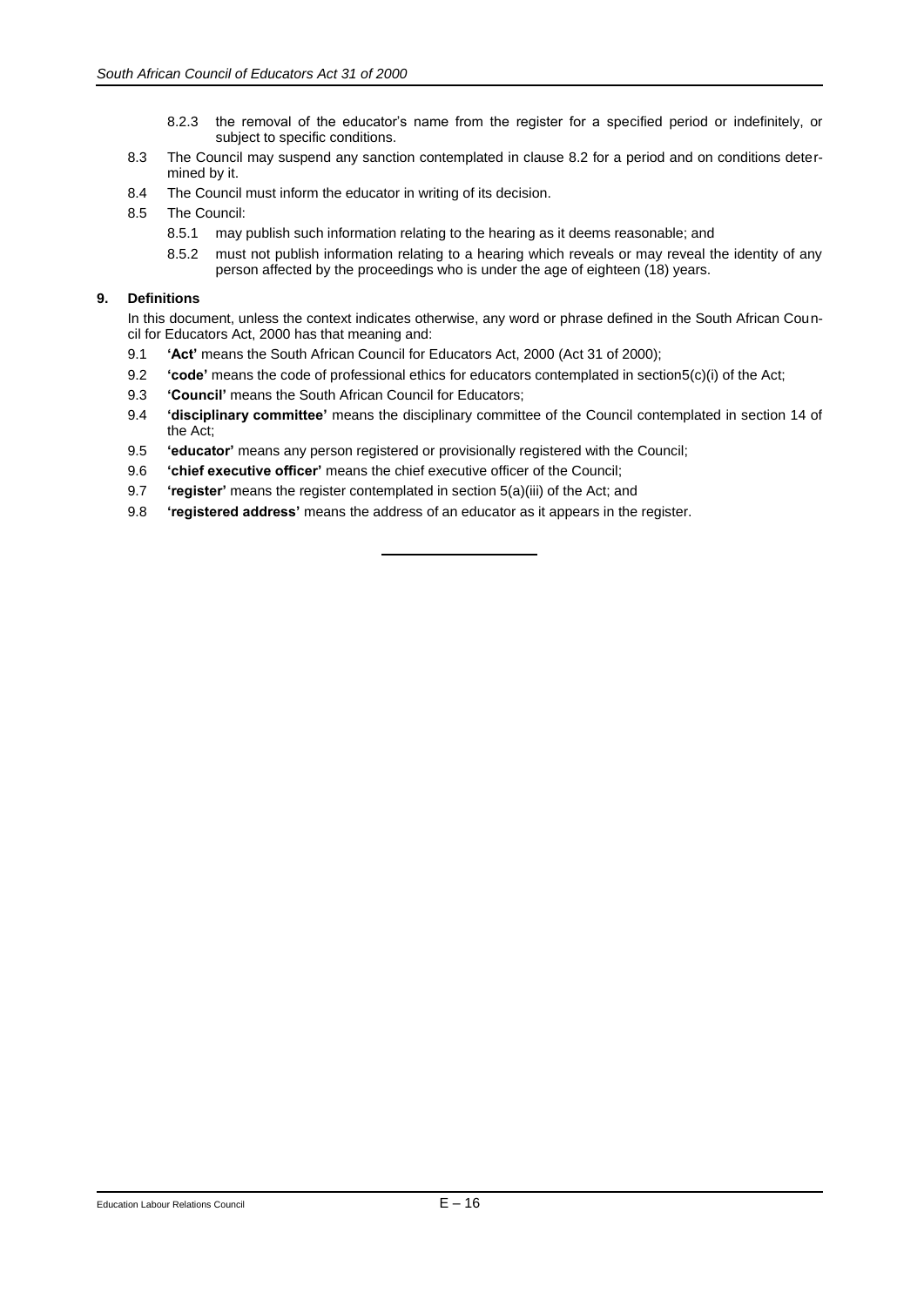8.2.3 the removal of the educator's name from the register for a specified period or indefinitely, or subject to specific conditions.

8.3 The Council may suspend any sanction contemplated in clause 8.2 for a period and on conditions determined by it.

8.4 The Council must inform the educator in writing of its decision.

8.5 The Council:

8.5.1 may publish such information relating to the hearing as it deems reasonable; and

8.5.2 must not publish information relating to a hearing which reveals or may reveal the identity of any person affected by the proceedings who is under the age of eighteen (18) years.

**9. Definitions**

In this document, unless the context indicates otherwise, any word or phrase defined in the South African Council for Educators Act, 2000 has that meaning and:

9.1 **'Act'** means the South African Council for Educators Act, 2000 (Act 31 of 2000);

9.2 **'code'** means the code of professional ethics for educators contemplated in section5(c)(i) of the Act;

9.3 **'Council'** means the South African Council for Educators;

9.4 **'disciplinary committee'** means the disciplinary committee of the Council contemplated in section 14 of the Act;

9.5 **'educator'** means any person registered or provisionally registered with the Council;

9.6 **'chief executive officer'** means the chief executive officer of the Council;

9.7 **'register'** means the register contemplated in section 5(a)(iii) of the Act; and

9.8 **'registered address'** means the address of an educator as it appears in the register.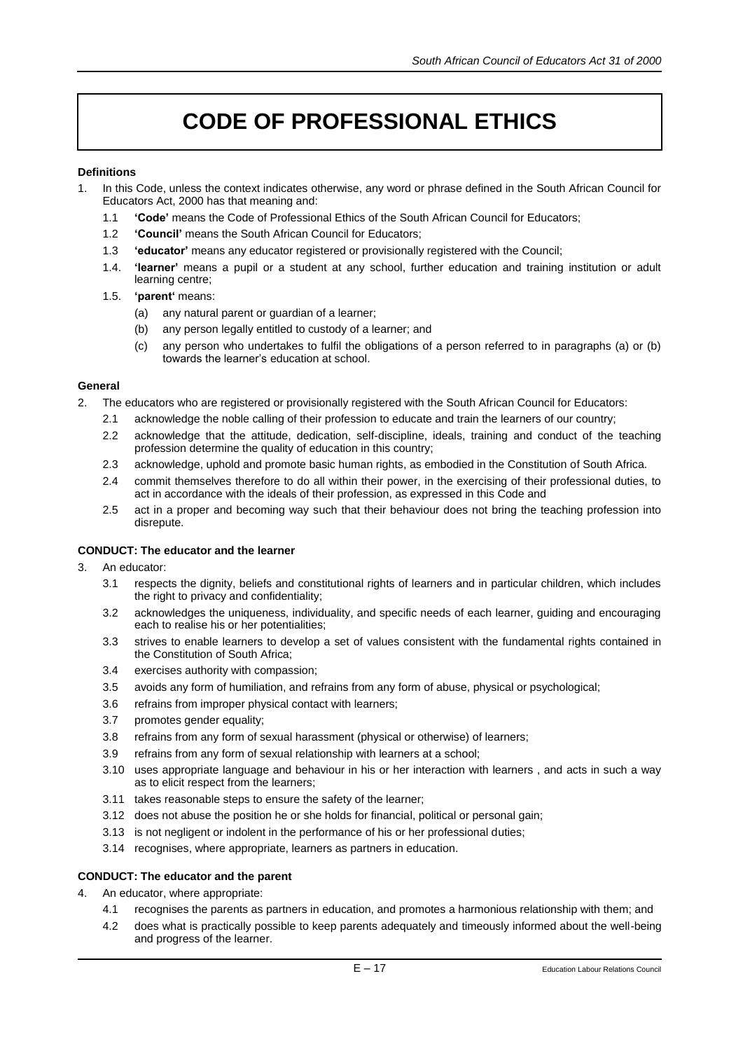# CODE OF PROFESSIONAL ETHICS

**Definitions**

1. In this Code, unless the context indicates otherwise, any word or phrase defined in the South African Council for Educators Act, 2000 has that meaning and:
   - 1.1 **'Code'** means the Code of Professional Ethics of the South African Council for Educators;
   - 1.2 **'Council'** means the South African Council for Educators;
   - 1.3 **'educator'** means any educator registered or provisionally registered with the Council;
   - 1.4. **'learner'** means a pupil or a student at any school, further education and training institution or adult learning centre;
   - 1.5. **'parent'** means:
     - (a) any natural parent or guardian of a learner;
     - (b) any person legally entitled to custody of a learner; and
     - (c) any person who undertakes to fulfil the obligations of a person referred to in paragraphs (a) or (b) towards the learner's education at school.

**General**

2. The educators who are registered or provisionally registered with the South African Council for Educators:
   - 2.1 acknowledge the noble calling of their profession to educate and train the learners of our country;
   - 2.2 acknowledge that the attitude, dedication, self-discipline, ideals, training and conduct of the teaching profession determine the quality of education in this country;
   - 2.3 acknowledge, uphold and promote basic human rights, as embodied in the Constitution of South Africa.
   - 2.4 commit themselves therefore to do all within their power, in the exercising of their professional duties, to act in accordance with the ideals of their profession, as expressed in this Code and
   - 2.5 act in a proper and becoming way such that their behaviour does not bring the teaching profession into disrepute.

**CONDUCT: The educator and the learner**

3. An educator:
   - 3.1 respects the dignity, beliefs and constitutional rights of learners and in particular children, which includes the right to privacy and confidentiality;
   - 3.2 acknowledges the uniqueness, individuality, and specific needs of each learner, guiding and encouraging each to realise his or her potentialities;
   - 3.3 strives to enable learners to develop a set of values consistent with the fundamental rights contained in the Constitution of South Africa;
   - 3.4 exercises authority with compassion;
   - 3.5 avoids any form of humiliation, and refrains from any form of abuse, physical or psychological;
   - 3.6 refrains from improper physical contact with learners;
   - 3.7 promotes gender equality;
   - 3.8 refrains from any form of sexual harassment (physical or otherwise) of learners;
   - 3.9 refrains from any form of sexual relationship with learners at a school;
   - 3.10 uses appropriate language and behaviour in his or her interaction with learners , and acts in such a way as to elicit respect from the learners;
   - 3.11 takes reasonable steps to ensure the safety of the learner;
   - 3.12 does not abuse the position he or she holds for financial, political or personal gain;
   - 3.13 is not negligent or indolent in the performance of his or her professional duties;
   - 3.14 recognises, where appropriate, learners as partners in education.

**CONDUCT: The educator and the parent**

4. An educator, where appropriate:
   - 4.1 recognises the parents as partners in education, and promotes a harmonious relationship with them; and
   - 4.2 does what is practically possible to keep parents adequately and timeously informed about the well-being and progress of the learner.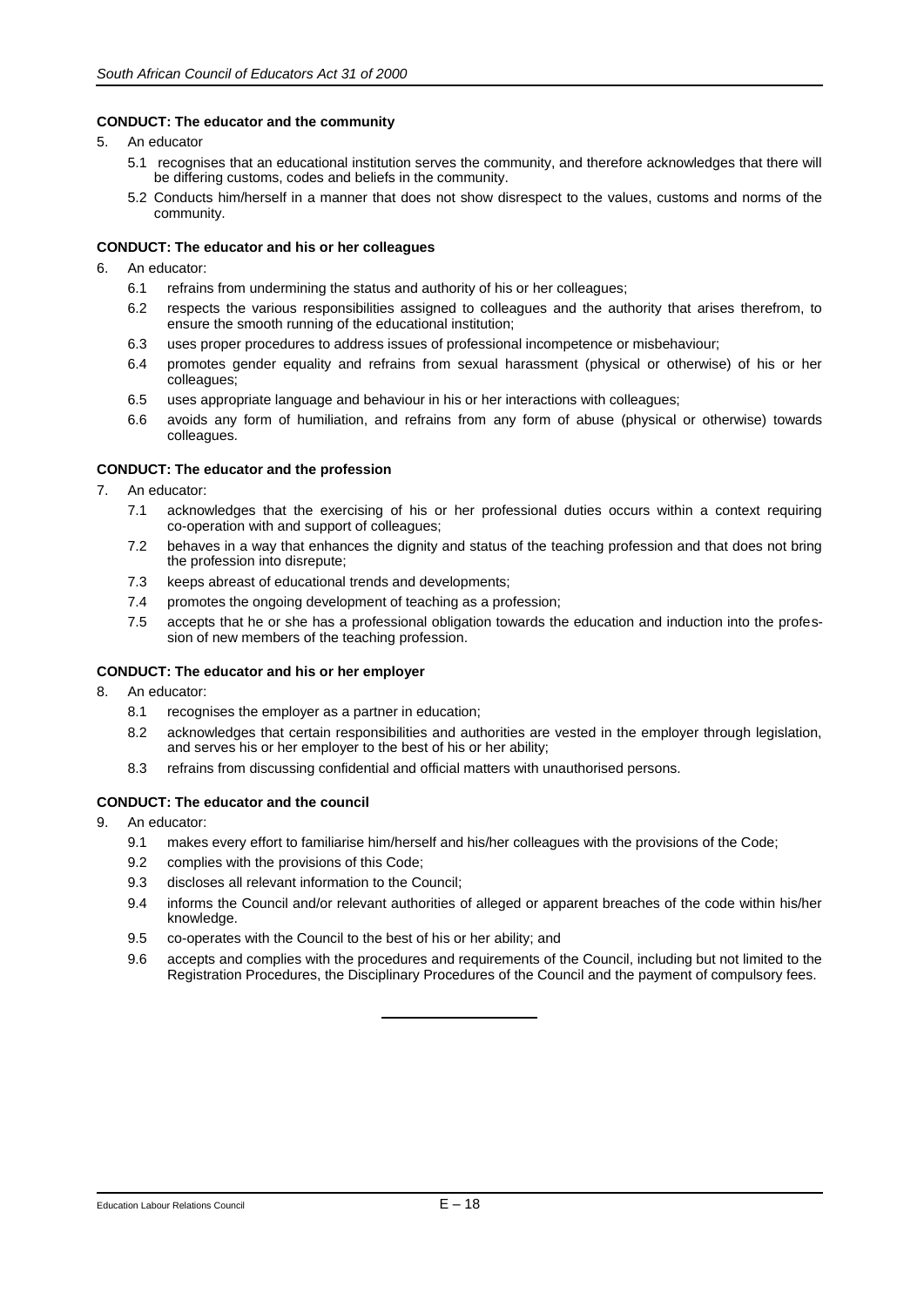**CONDUCT: The educator and the community**

5. An educator
   - 5.1 recognises that an educational institution serves the community, and therefore acknowledges that there will be differing customs, codes and beliefs in the community.
   - 5.2 Conducts him/herself in a manner that does not show disrespect to the values, customs and norms of the community.

**CONDUCT: The educator and his or her colleagues**

6. An educator:
   - 6.1 refrains from undermining the status and authority of his or her colleagues;
   - 6.2 respects the various responsibilities assigned to colleagues and the authority that arises therefrom, to ensure the smooth running of the educational institution;
   - 6.3 uses proper procedures to address issues of professional incompetence or misbehaviour;
   - 6.4 promotes gender equality and refrains from sexual harassment (physical or otherwise) of his or her colleagues;
   - 6.5 uses appropriate language and behaviour in his or her interactions with colleagues;
   - 6.6 avoids any form of humiliation, and refrains from any form of abuse (physical or otherwise) towards colleagues.

**CONDUCT: The educator and the profession**

7. An educator:
   - 7.1 acknowledges that the exercising of his or her professional duties occurs within a context requiring co-operation with and support of colleagues;
   - 7.2 behaves in a way that enhances the dignity and status of the teaching profession and that does not bring the profession into disrepute;
   - 7.3 keeps abreast of educational trends and developments;
   - 7.4 promotes the ongoing development of teaching as a profession;
   - 7.5 accepts that he or she has a professional obligation towards the education and induction into the profession of new members of the teaching profession.

**CONDUCT: The educator and his or her employer**

8. An educator:
   - 8.1 recognises the employer as a partner in education;
   - 8.2 acknowledges that certain responsibilities and authorities are vested in the employer through legislation, and serves his or her employer to the best of his or her ability;
   - 8.3 refrains from discussing confidential and official matters with unauthorised persons.

**CONDUCT: The educator and the council**

9. An educator:
   - 9.1 makes every effort to familiarise him/herself and his/her colleagues with the provisions of the Code;
   - 9.2 complies with the provisions of this Code;
   - 9.3 discloses all relevant information to the Council;
   - 9.4 informs the Council and/or relevant authorities of alleged or apparent breaches of the code within his/her knowledge.
   - 9.5 co-operates with the Council to the best of his or her ability; and
   - 9.6 accepts and complies with the procedures and requirements of the Council, including but not limited to the Registration Procedures, the Disciplinary Procedures of the Council and the payment of compulsory fees.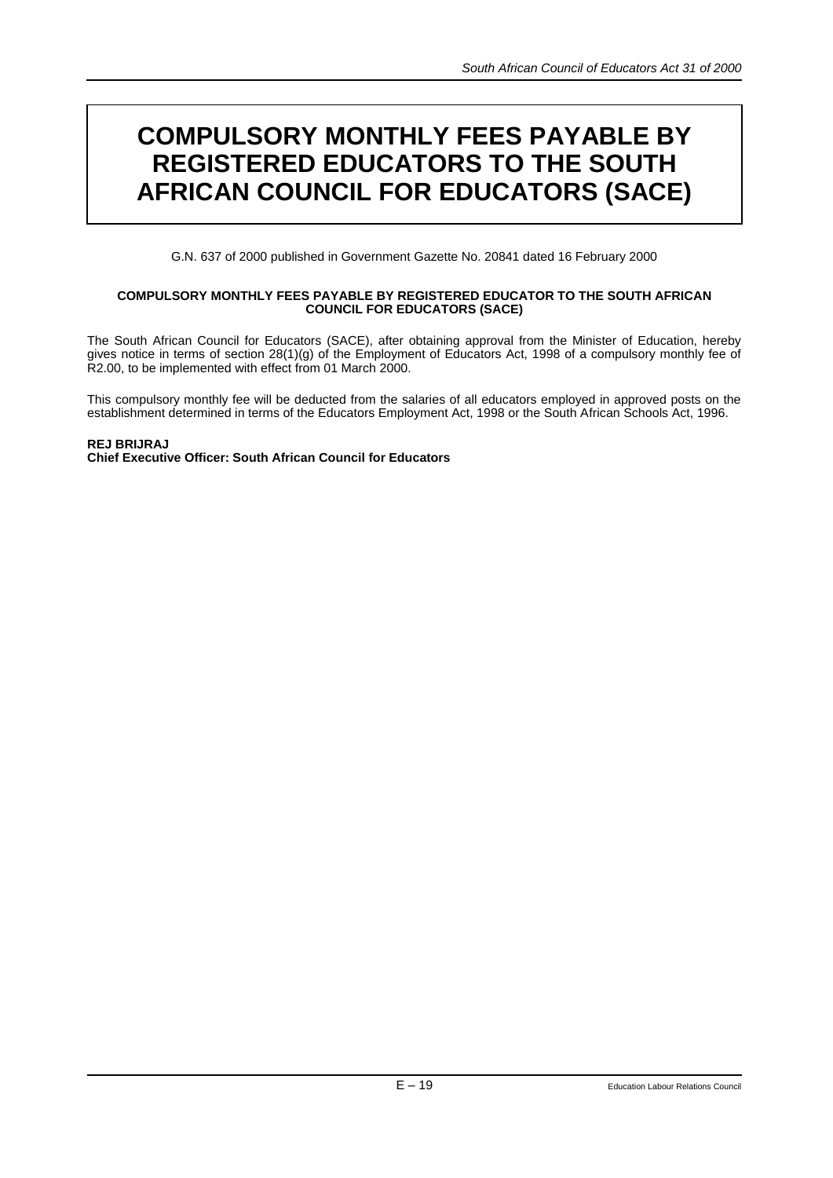# COMPULSORY MONTHLY FEES PAYABLE BY REGISTERED EDUCATORS TO THE SOUTH AFRICAN COUNCIL FOR EDUCATORS (SACE)

G.N. 637 of 2000 published in Government Gazette No. 20841 dated 16 February 2000

**COMPULSORY MONTHLY FEES PAYABLE BY REGISTERED EDUCATOR TO THE SOUTH AFRICAN COUNCIL FOR EDUCATORS (SACE)**

The South African Council for Educators (SACE), after obtaining approval from the Minister of Education, hereby gives notice in terms of section 28(1)(g) of the Employment of Educators Act, 1998 of a compulsory monthly fee of R2.00, to be implemented with effect from 01 March 2000.

This compulsory monthly fee will be deducted from the salaries of all educators employed in approved posts on the establishment determined in terms of the Educators Employment Act, 1998 or the South African Schools Act, 1996.

**REJ BRIJRAJ**
**Chief Executive Officer: South African Council for Educators**